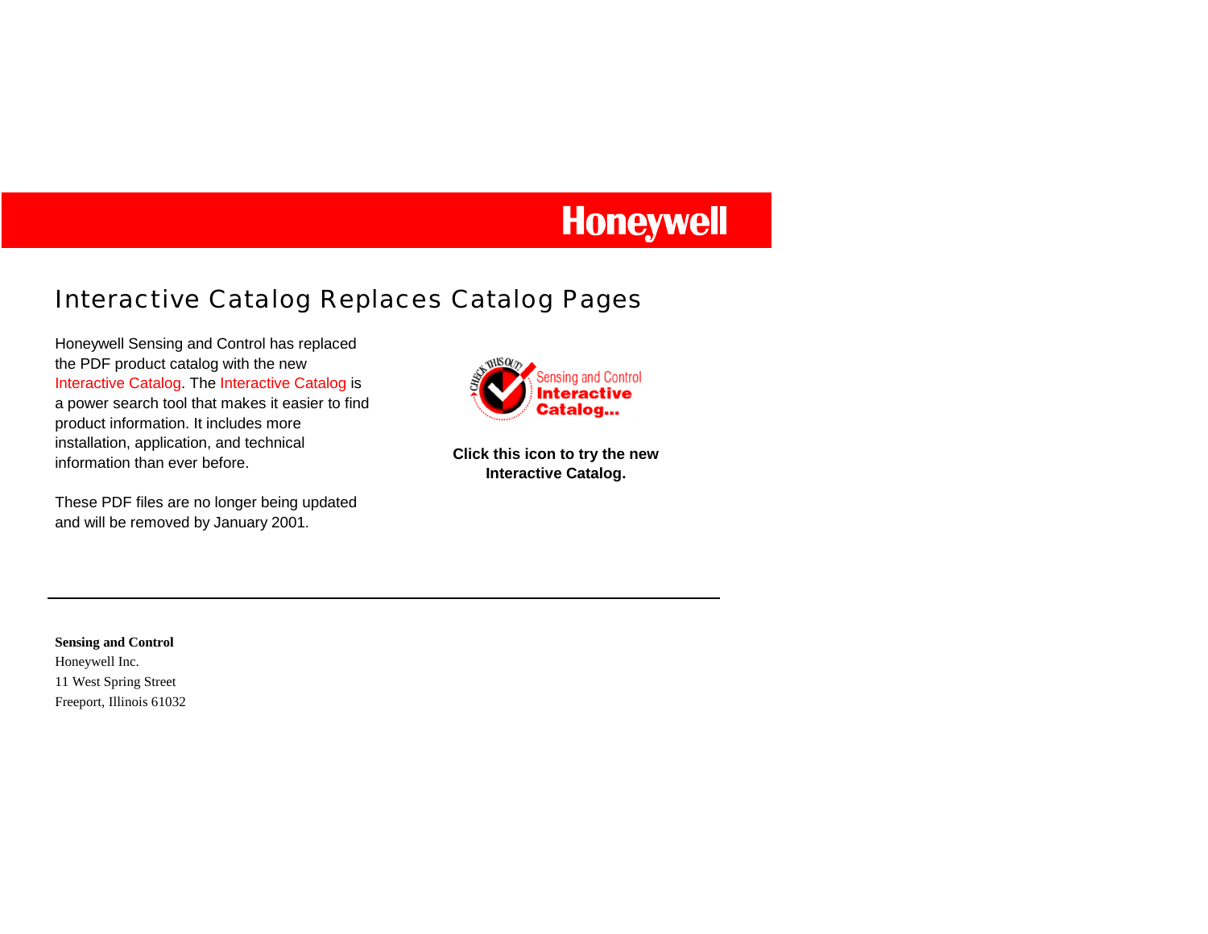Honeywell

# Interactive Catalog Replaces Catalog Pages

Honeywell Sensing and Control has replaced the PDF product catalog with the new Interactive Catalog. The Interactive Catalog is a power search tool that makes it easier to find product information. It includes more installation, application, and technical information than ever before.

These PDF files are no longer being updated and will be removed by January 2001.

CHECK THIS OUT! Sensing and Control **Interactive Catalog...**

**Click this icon to try the new Interactive Catalog.**

---

**Sensing and Control**
Honeywell Inc.
11 West Spring Street
Freeport, Illinois 61032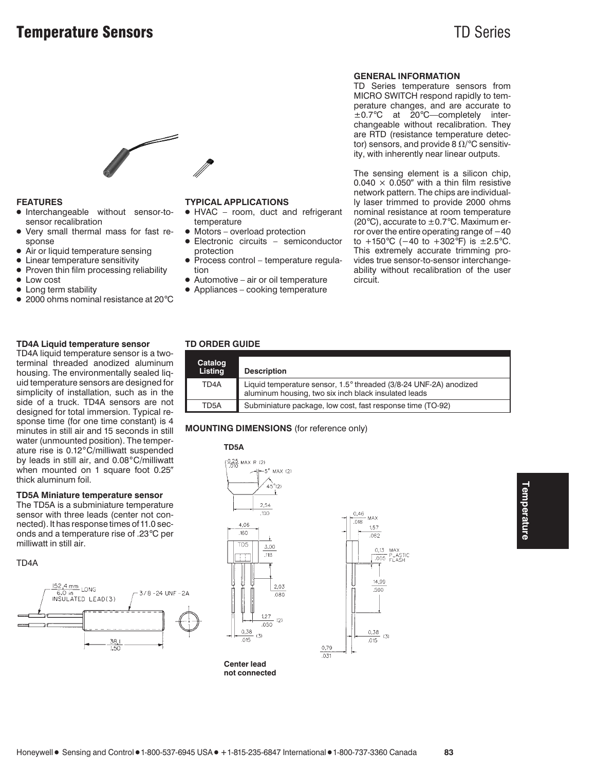# Temperature Sensors

## TD Series

### FEATURES

- Interchangeable without sensor-to-sensor recalibration
- Very small thermal mass for fast response
- Air or liquid temperature sensing
- Linear temperature sensitivity
- Proven thin film processing reliability
- Low cost
- Long term stability
- 2000 ohms nominal resistance at 20°C

### TYPICAL APPLICATIONS

- HVAC – room, duct and refrigerant temperature
- Motors – overload protection
- Electronic circuits – semiconductor protection
- Process control – temperature regulation
- Automotive – air or oil temperature
- Appliances – cooking temperature

### GENERAL INFORMATION

TD Series temperature sensors from MICRO SWITCH respond rapidly to temperature changes, and are accurate to ±0.7°C at 20°C—completely interchangeable without recalibration. They are RTD (resistance temperature detector) sensors, and provide 8 Ω/°C sensitivity, with inherently near linear outputs.

The sensing element is a silicon chip, 0.040 × 0.050″ with a thin film resistive network pattern. The chips are individually laser trimmed to provide 2000 ohms nominal resistance at room temperature (20°C), accurate to ±0.7°C. Maximum error over the entire operating range of −40 to +150°C (−40 to +302°F) is ±2.5°C. This extremely accurate trimming provides true sensor-to-sensor interchangeability without recalibration of the user circuit.

### TD4A Liquid temperature sensor

TD4A liquid temperature sensor is a two-terminal threaded anodized aluminum housing. The environmentally sealed liquid temperature sensors are designed for simplicity of installation, such as in the side of a truck. TD4A sensors are not designed for total immersion. Typical response time (for one time constant) is 4 minutes in still air and 15 seconds in still water (unmounted position). The temperature rise is 0.12°C/milliwatt suspended by leads in still air, and 0.08°C/milliwatt when mounted on 1 square foot 0.25″ thick aluminum foil.

### TD5A Miniature temperature sensor

The TD5A is a subminiature temperature sensor with three leads (center not connected). It has response times of 11.0 seconds and a temperature rise of .23°C per milliwatt in still air.

### TD ORDER GUIDE

| Catalog Listing | Description |
|---|---|
| TD4A | Liquid temperature sensor, 1.5° threaded (3/8-24 UNF-2A) anodized aluminum housing, two six inch black insulated leads |
| TD5A | Subminiature package, low cost, fast response time (TO-92) |

### MOUNTING DIMENSIONS (for reference only)

TD4A

152,4 mm / 6.0 in LONG INSULATED LEAD(3)

3/8 -24 UNF -2A

38,1 / 1.50

TD5A

0,25 / .010 MAX R (2)

5° MAX (2)

45°(2)

2,54 / .100

4,06 / .160

TD5

3,00 / .118

2,03 / .080

1,27 / .050 (2)

0,38 / .015 (3)

0,46 / .018 MAX

1,57 / .062

0,13 / .005 MAX PLASTIC FLASH

14,99 / .590

0,38 / .015 (3)

0,79 / .031

**Center lead not connected**

Temperature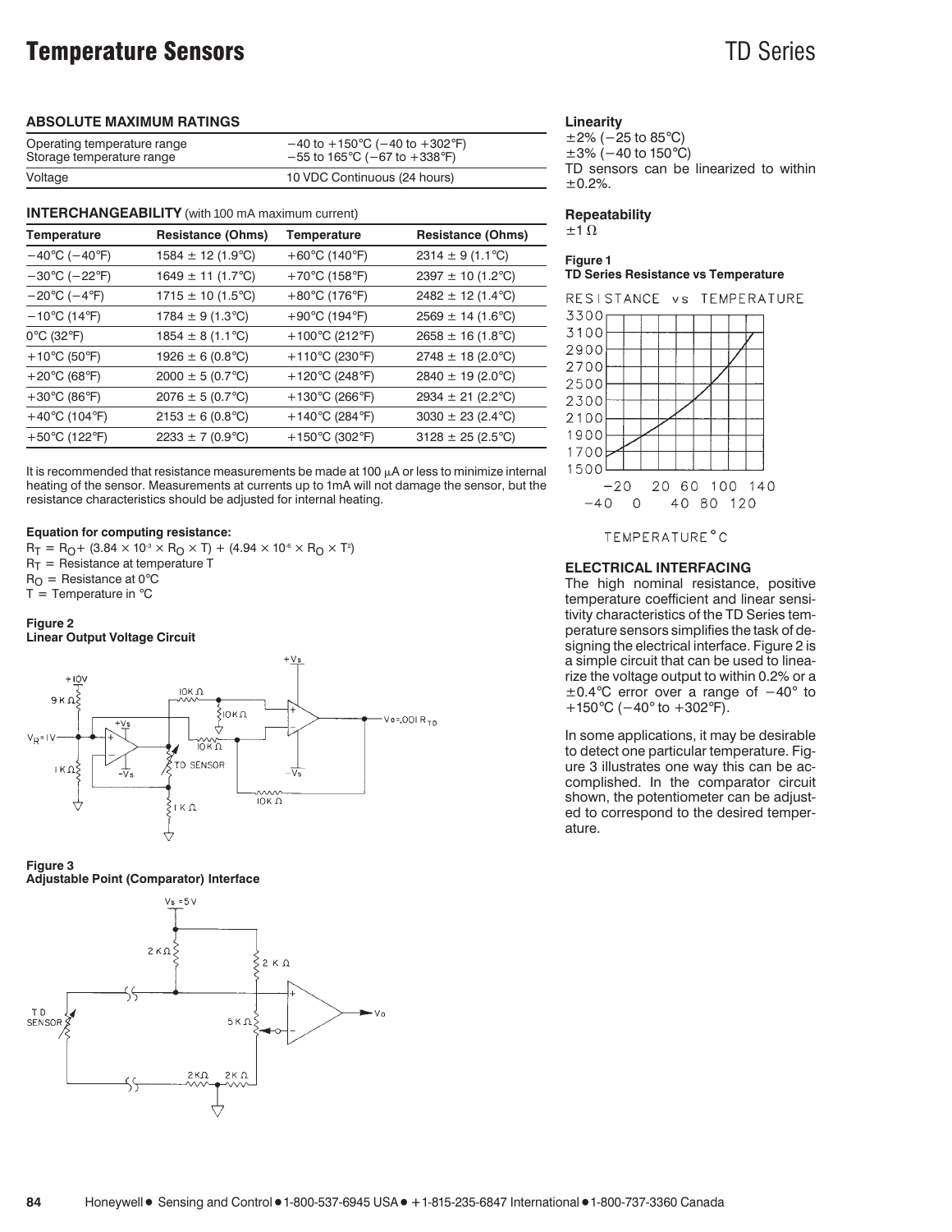## ABSOLUTE MAXIMUM RATINGS

| | |
|---|---|
| Operating temperature range | −40 to +150°C (−40 to +302°F) |
| Storage temperature range | −55 to 165°C (−67 to +338°F) |
| Voltage | 10 VDC Continuous (24 hours) |

## INTERCHANGEABILITY (with 100 mA maximum current)

| Temperature | Resistance (Ohms) | Temperature | Resistance (Ohms) |
|---|---|---|---|
| −40°C (−40°F) | 1584 ± 12 (1.9°C) | +60°C (140°F) | 2314 ± 9 (1.1°C) |
| −30°C (−22°F) | 1649 ± 11 (1.7°C) | +70°C (158°F) | 2397 ± 10 (1.2°C) |
| −20°C (−4°F) | 1715 ± 10 (1.5°C) | +80°C (176°F) | 2482 ± 12 (1.4°C) |
| −10°C (14°F) | 1784 ± 9 (1.3°C) | +90°C (194°F) | 2569 ± 14 (1.6°C) |
| 0°C (32°F) | 1854 ± 8 (1.1°C) | +100°C (212°F) | 2658 ± 16 (1.8°C) |
| +10°C (50°F) | 1926 ± 6 (0.8°C) | +110°C (230°F) | 2748 ± 18 (2.0°C) |
| +20°C (68°F) | 2000 ± 5 (0.7°C) | +120°C (248°F) | 2840 ± 19 (2.0°C) |
| +30°C (86°F) | 2076 ± 5 (0.7°C) | +130°C (266°F) | 2934 ± 21 (2.2°C) |
| +40°C (104°F) | 2153 ± 6 (0.8°C) | +140°C (284°F) | 3030 ± 23 (2.4°C) |
| +50°C (122°F) | 2233 ± 7 (0.9°C) | +150°C (302°F) | 3128 ± 25 (2.5°C) |

It is recommended that resistance measurements be made at 100 µA or less to minimize internal heating of the sensor. Measurements at currents up to 1mA will not damage the sensor, but the resistance characteristics should be adjusted for internal heating.

**Equation for computing resistance:**

$$R_T = R_O + (3.84 \times 10^{-3} \times R_O \times T) + (4.94 \times 10^{-6} \times R_O \times T^2)$$

$R_T$ = Resistance at temperature T
$R_O$ = Resistance at 0°C
T = Temperature in °C

**Figure 2**
**Linear Output Voltage Circuit**

+Vs
+10V
9 KΩ
10K Ω
10K Ω
+Vs
Vo=.001 R_TD
V_R=1V
10K Ω
TD SENSOR
1KΩ
-Vs
-Vs
10K Ω
1 K Ω

**Figure 3**
**Adjustable Point (Comparator) Interface**

Vs = 5 V
2 KΩ
2 K Ω
TD SENSOR
5 KΩ
Vo
2KΩ
2K Ω

### Linearity

±2% (−25 to 85°C)
±3% (−40 to 150°C)
TD sensors can be linearized to within ±0.2%.

### Repeatability

±1 Ω

**Figure 1**
**TD Series Resistance vs Temperature**

RESISTANCE vs TEMPERATURE
3300
3100
2900
2700
2500
2300
2100
1900
1700
1500
-20 20 60 100 140
-40 0 40 80 120
TEMPERATURE °C

## ELECTRICAL INTERFACING

The high nominal resistance, positive temperature coefficient and linear sensitivity characteristics of the TD Series temperature sensors simplifies the task of designing the electrical interface. Figure 2 is a simple circuit that can be used to linearize the voltage output to within 0.2% or a ±0.4°C error over a range of −40° to +150°C (−40° to +302°F).

In some applications, it may be desirable to detect one particular temperature. Figure 3 illustrates one way this can be accomplished. In the comparator circuit shown, the potentiometer can be adjusted to correspond to the desired temperature.